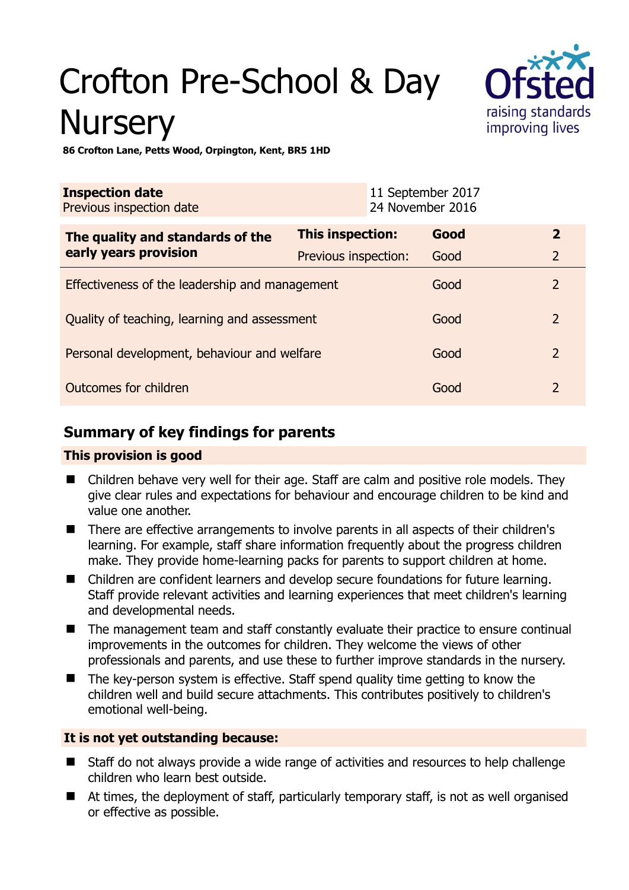# Crofton Pre-School & Day Nursery

**86 Crofton Lane, Petts Wood, Orpington, Kent, BR5 1HD**

| | |
|---|---|
| **Inspection date** | 11 September 2017 |
| Previous inspection date | 24 November 2016 |

| | | | |
|---|---|---|---|
| **The quality and standards of the early years provision** | **This inspection:** | **Good** | **2** |
| | Previous inspection: | Good | 2 |
| Effectiveness of the leadership and management | | Good | 2 |
| Quality of teaching, learning and assessment | | Good | 2 |
| Personal development, behaviour and welfare | | Good | 2 |
| Outcomes for children | | Good | 2 |

## Summary of key findings for parents

### This provision is good

- Children behave very well for their age. Staff are calm and positive role models. They give clear rules and expectations for behaviour and encourage children to be kind and value one another.
- There are effective arrangements to involve parents in all aspects of their children's learning. For example, staff share information frequently about the progress children make. They provide home-learning packs for parents to support children at home.
- Children are confident learners and develop secure foundations for future learning. Staff provide relevant activities and learning experiences that meet children's learning and developmental needs.
- The management team and staff constantly evaluate their practice to ensure continual improvements in the outcomes for children. They welcome the views of other professionals and parents, and use these to further improve standards in the nursery.
- The key-person system is effective. Staff spend quality time getting to know the children well and build secure attachments. This contributes positively to children's emotional well-being.

### It is not yet outstanding because:

- Staff do not always provide a wide range of activities and resources to help challenge children who learn best outside.
- At times, the deployment of staff, particularly temporary staff, is not as well organised or effective as possible.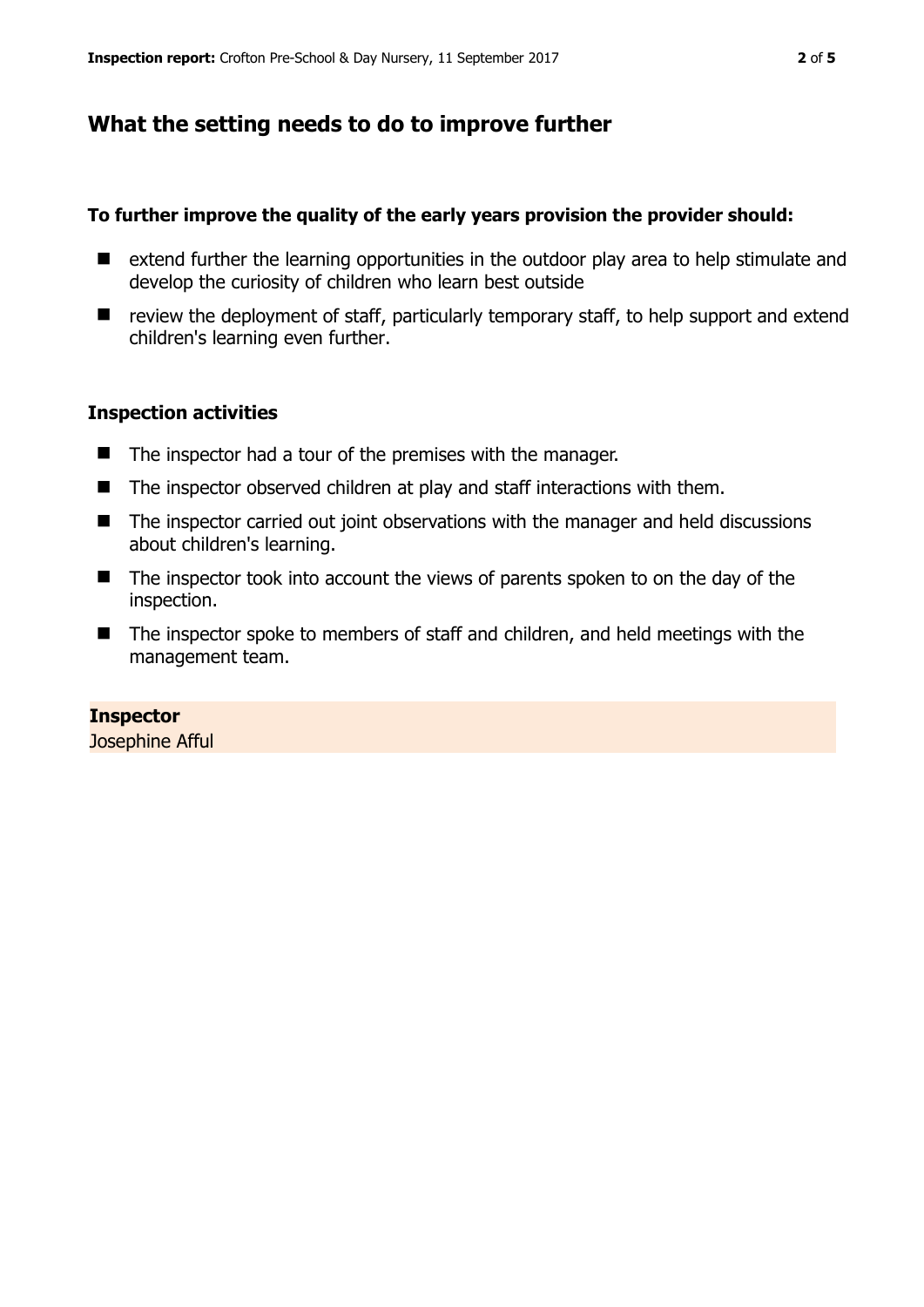## What the setting needs to do to improve further

**To further improve the quality of the early years provision the provider should:**

- extend further the learning opportunities in the outdoor play area to help stimulate and develop the curiosity of children who learn best outside
- review the deployment of staff, particularly temporary staff, to help support and extend children's learning even further.

### Inspection activities

- The inspector had a tour of the premises with the manager.
- The inspector observed children at play and staff interactions with them.
- The inspector carried out joint observations with the manager and held discussions about children's learning.
- The inspector took into account the views of parents spoken to on the day of the inspection.
- The inspector spoke to members of staff and children, and held meetings with the management team.

**Inspector**
Josephine Afful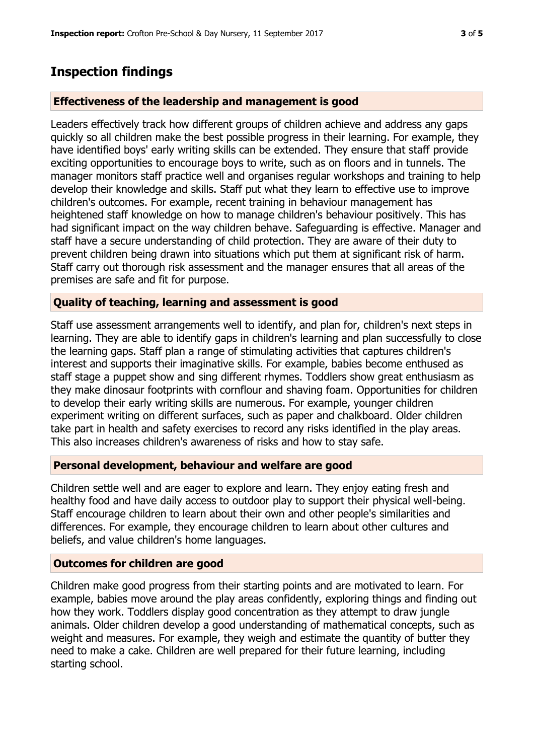## Inspection findings

### Effectiveness of the leadership and management is good

Leaders effectively track how different groups of children achieve and address any gaps quickly so all children make the best possible progress in their learning. For example, they have identified boys' early writing skills can be extended. They ensure that staff provide exciting opportunities to encourage boys to write, such as on floors and in tunnels. The manager monitors staff practice well and organises regular workshops and training to help develop their knowledge and skills. Staff put what they learn to effective use to improve children's outcomes. For example, recent training in behaviour management has heightened staff knowledge on how to manage children's behaviour positively. This has had significant impact on the way children behave. Safeguarding is effective. Manager and staff have a secure understanding of child protection. They are aware of their duty to prevent children being drawn into situations which put them at significant risk of harm. Staff carry out thorough risk assessment and the manager ensures that all areas of the premises are safe and fit for purpose.

### Quality of teaching, learning and assessment is good

Staff use assessment arrangements well to identify, and plan for, children's next steps in learning. They are able to identify gaps in children's learning and plan successfully to close the learning gaps. Staff plan a range of stimulating activities that captures children's interest and supports their imaginative skills. For example, babies become enthused as staff stage a puppet show and sing different rhymes. Toddlers show great enthusiasm as they make dinosaur footprints with cornflour and shaving foam. Opportunities for children to develop their early writing skills are numerous. For example, younger children experiment writing on different surfaces, such as paper and chalkboard. Older children take part in health and safety exercises to record any risks identified in the play areas. This also increases children's awareness of risks and how to stay safe.

### Personal development, behaviour and welfare are good

Children settle well and are eager to explore and learn. They enjoy eating fresh and healthy food and have daily access to outdoor play to support their physical well-being. Staff encourage children to learn about their own and other people's similarities and differences. For example, they encourage children to learn about other cultures and beliefs, and value children's home languages.

### Outcomes for children are good

Children make good progress from their starting points and are motivated to learn. For example, babies move around the play areas confidently, exploring things and finding out how they work. Toddlers display good concentration as they attempt to draw jungle animals. Older children develop a good understanding of mathematical concepts, such as weight and measures. For example, they weigh and estimate the quantity of butter they need to make a cake. Children are well prepared for their future learning, including starting school.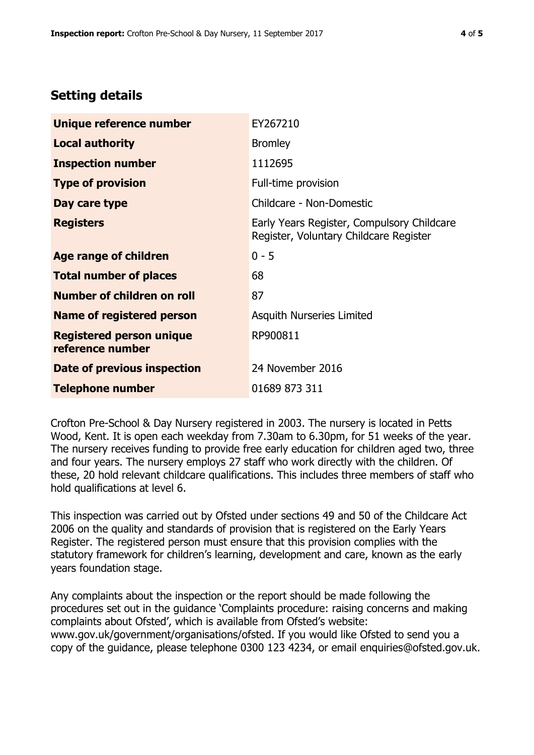## Setting details

| | |
|---|---|
| **Unique reference number** | EY267210 |
| **Local authority** | Bromley |
| **Inspection number** | 1112695 |
| **Type of provision** | Full-time provision |
| **Day care type** | Childcare - Non-Domestic |
| **Registers** | Early Years Register, Compulsory Childcare Register, Voluntary Childcare Register |
| **Age range of children** | 0 - 5 |
| **Total number of places** | 68 |
| **Number of children on roll** | 87 |
| **Name of registered person** | Asquith Nurseries Limited |
| **Registered person unique reference number** | RP900811 |
| **Date of previous inspection** | 24 November 2016 |
| **Telephone number** | 01689 873 311 |

Crofton Pre-School & Day Nursery registered in 2003. The nursery is located in Petts Wood, Kent. It is open each weekday from 7.30am to 6.30pm, for 51 weeks of the year. The nursery receives funding to provide free early education for children aged two, three and four years. The nursery employs 27 staff who work directly with the children. Of these, 20 hold relevant childcare qualifications. This includes three members of staff who hold qualifications at level 6.

This inspection was carried out by Ofsted under sections 49 and 50 of the Childcare Act 2006 on the quality and standards of provision that is registered on the Early Years Register. The registered person must ensure that this provision complies with the statutory framework for children's learning, development and care, known as the early years foundation stage.

Any complaints about the inspection or the report should be made following the procedures set out in the guidance 'Complaints procedure: raising concerns and making complaints about Ofsted', which is available from Ofsted's website: www.gov.uk/government/organisations/ofsted. If you would like Ofsted to send you a copy of the guidance, please telephone 0300 123 4234, or email enquiries@ofsted.gov.uk.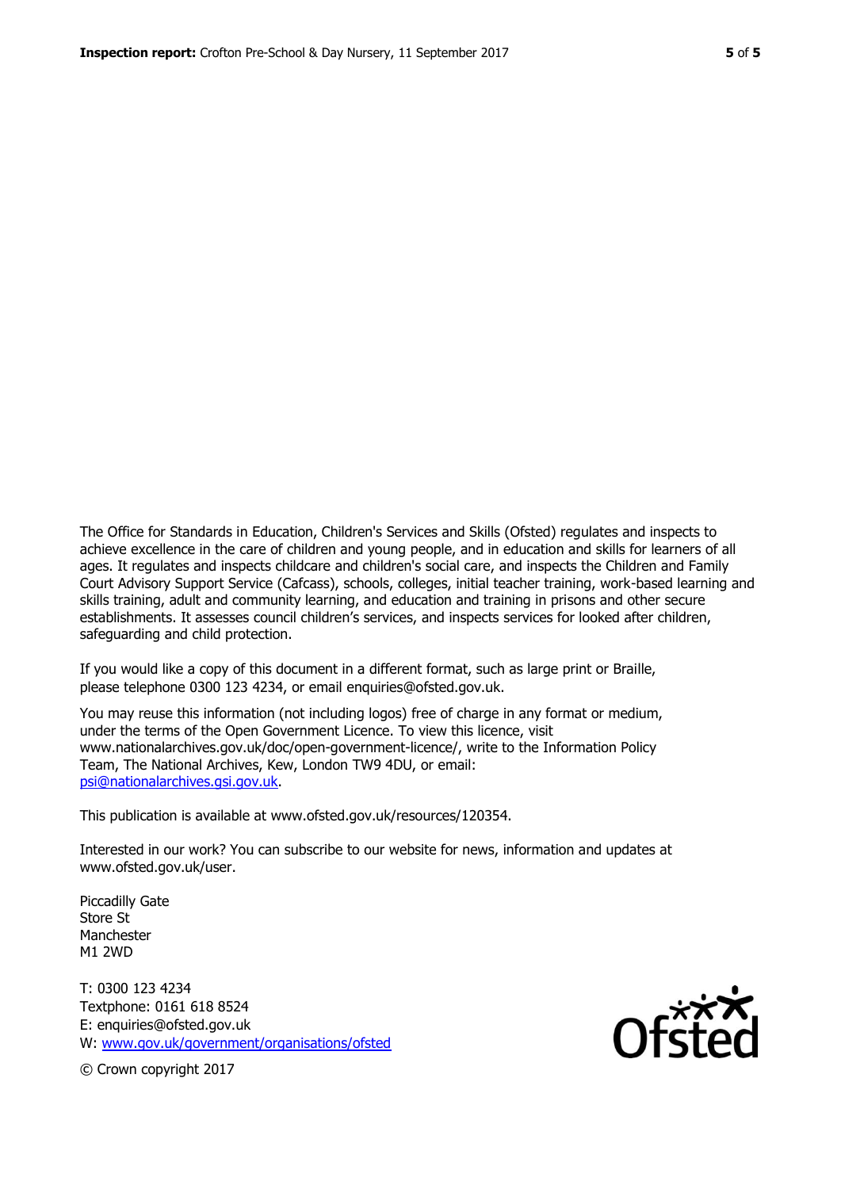The Office for Standards in Education, Children's Services and Skills (Ofsted) regulates and inspects to achieve excellence in the care of children and young people, and in education and skills for learners of all ages. It regulates and inspects childcare and children's social care, and inspects the Children and Family Court Advisory Support Service (Cafcass), schools, colleges, initial teacher training, work-based learning and skills training, adult and community learning, and education and training in prisons and other secure establishments. It assesses council children's services, and inspects services for looked after children, safeguarding and child protection.

If you would like a copy of this document in a different format, such as large print or Braille, please telephone 0300 123 4234, or email enquiries@ofsted.gov.uk.

You may reuse this information (not including logos) free of charge in any format or medium, under the terms of the Open Government Licence. To view this licence, visit www.nationalarchives.gov.uk/doc/open-government-licence/, write to the Information Policy Team, The National Archives, Kew, London TW9 4DU, or email: psi@nationalarchives.gsi.gov.uk.

This publication is available at www.ofsted.gov.uk/resources/120354.

Interested in our work? You can subscribe to our website for news, information and updates at www.ofsted.gov.uk/user.

Piccadilly Gate
Store St
Manchester
M1 2WD

T: 0300 123 4234
Textphone: 0161 618 8524
E: enquiries@ofsted.gov.uk
W: www.gov.uk/government/organisations/ofsted

© Crown copyright 2017